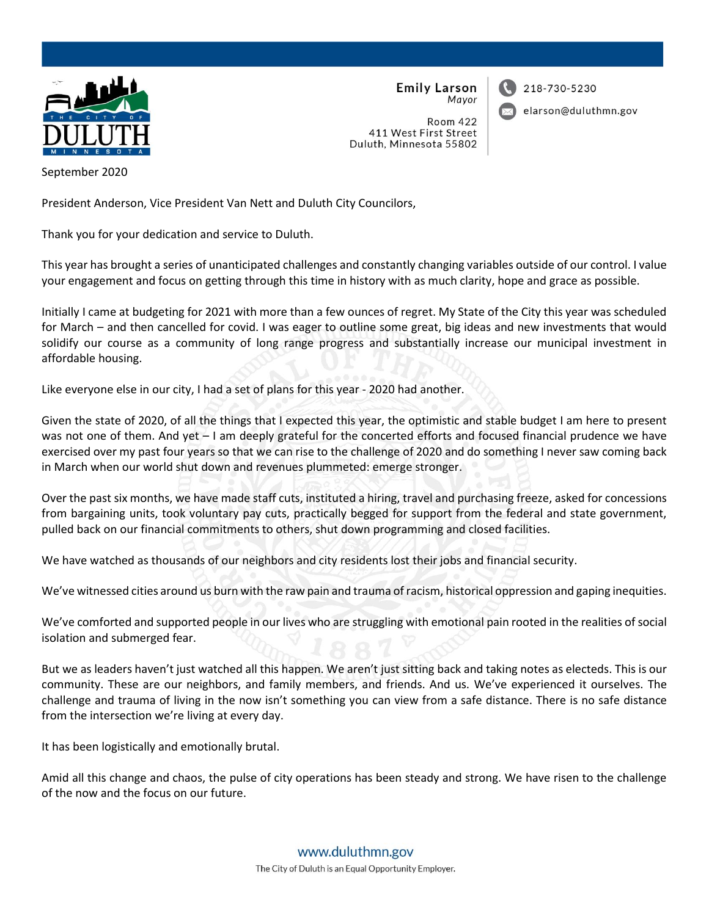**Emily Larson**
*Mayor*

Room 422
411 West First Street
Duluth, Minnesota 55802

218-730-5230
elarson@duluthmn.gov

September 2020

President Anderson, Vice President Van Nett and Duluth City Councilors,

Thank you for your dedication and service to Duluth.

This year has brought a series of unanticipated challenges and constantly changing variables outside of our control. I value your engagement and focus on getting through this time in history with as much clarity, hope and grace as possible.

Initially I came at budgeting for 2021 with more than a few ounces of regret. My State of the City this year was scheduled for March – and then cancelled for covid. I was eager to outline some great, big ideas and new investments that would solidify our course as a community of long range progress and substantially increase our municipal investment in affordable housing.

Like everyone else in our city, I had a set of plans for this year - 2020 had another.

Given the state of 2020, of all the things that I expected this year, the optimistic and stable budget I am here to present was not one of them. And yet – I am deeply grateful for the concerted efforts and focused financial prudence we have exercised over my past four years so that we can rise to the challenge of 2020 and do something I never saw coming back in March when our world shut down and revenues plummeted: emerge stronger.

Over the past six months, we have made staff cuts, instituted a hiring, travel and purchasing freeze, asked for concessions from bargaining units, took voluntary pay cuts, practically begged for support from the federal and state government, pulled back on our financial commitments to others, shut down programming and closed facilities.

We have watched as thousands of our neighbors and city residents lost their jobs and financial security.

We've witnessed cities around us burn with the raw pain and trauma of racism, historical oppression and gaping inequities.

We've comforted and supported people in our lives who are struggling with emotional pain rooted in the realities of social isolation and submerged fear.

But we as leaders haven't just watched all this happen. We aren't just sitting back and taking notes as electeds. This is our community. These are our neighbors, and family members, and friends. And us. We've experienced it ourselves. The challenge and trauma of living in the now isn't something you can view from a safe distance. There is no safe distance from the intersection we're living at every day.

It has been logistically and emotionally brutal.

Amid all this change and chaos, the pulse of city operations has been steady and strong. We have risen to the challenge of the now and the focus on our future.

www.duluthmn.gov
The City of Duluth is an Equal Opportunity Employer.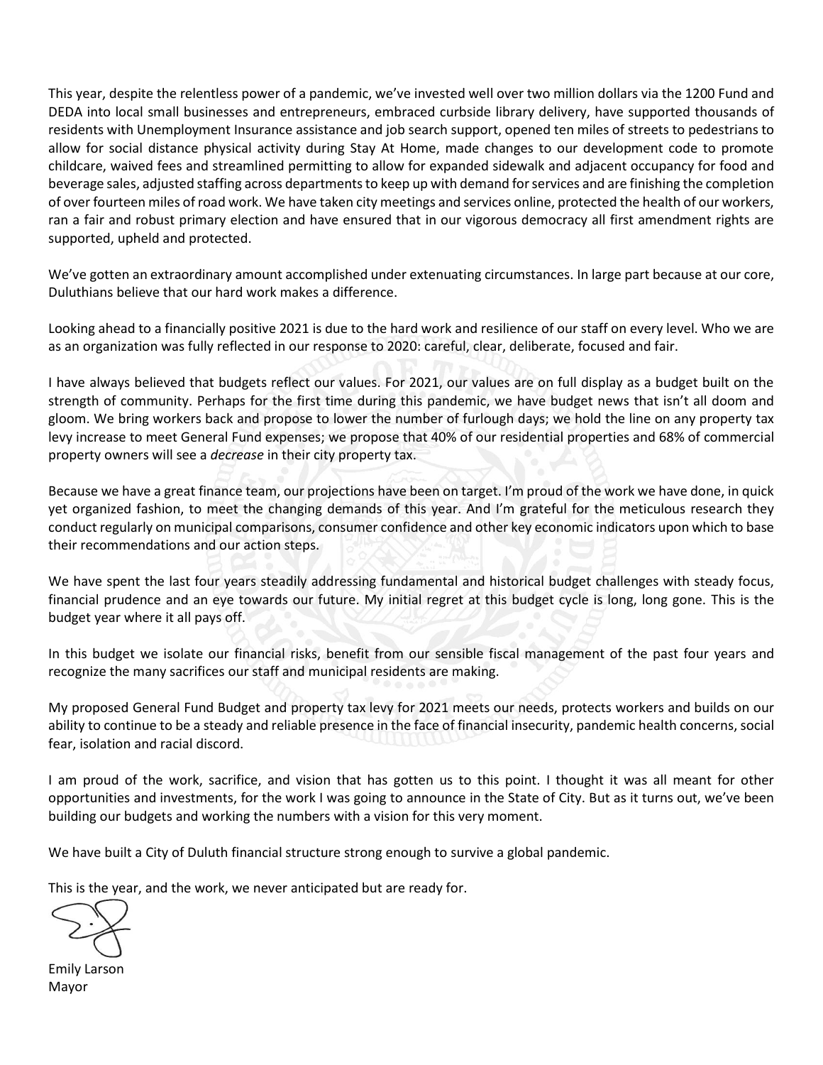This year, despite the relentless power of a pandemic, we've invested well over two million dollars via the 1200 Fund and DEDA into local small businesses and entrepreneurs, embraced curbside library delivery, have supported thousands of residents with Unemployment Insurance assistance and job search support, opened ten miles of streets to pedestrians to allow for social distance physical activity during Stay At Home, made changes to our development code to promote childcare, waived fees and streamlined permitting to allow for expanded sidewalk and adjacent occupancy for food and beverage sales, adjusted staffing across departments to keep up with demand for services and are finishing the completion of over fourteen miles of road work. We have taken city meetings and services online, protected the health of our workers, ran a fair and robust primary election and have ensured that in our vigorous democracy all first amendment rights are supported, upheld and protected.

We've gotten an extraordinary amount accomplished under extenuating circumstances. In large part because at our core, Duluthians believe that our hard work makes a difference.

Looking ahead to a financially positive 2021 is due to the hard work and resilience of our staff on every level. Who we are as an organization was fully reflected in our response to 2020: careful, clear, deliberate, focused and fair.

I have always believed that budgets reflect our values. For 2021, our values are on full display as a budget built on the strength of community. Perhaps for the first time during this pandemic, we have budget news that isn't all doom and gloom. We bring workers back and propose to lower the number of furlough days; we hold the line on any property tax levy increase to meet General Fund expenses; we propose that 40% of our residential properties and 68% of commercial property owners will see a *decrease* in their city property tax.

Because we have a great finance team, our projections have been on target. I'm proud of the work we have done, in quick yet organized fashion, to meet the changing demands of this year. And I'm grateful for the meticulous research they conduct regularly on municipal comparisons, consumer confidence and other key economic indicators upon which to base their recommendations and our action steps.

We have spent the last four years steadily addressing fundamental and historical budget challenges with steady focus, financial prudence and an eye towards our future. My initial regret at this budget cycle is long, long gone. This is the budget year where it all pays off.

In this budget we isolate our financial risks, benefit from our sensible fiscal management of the past four years and recognize the many sacrifices our staff and municipal residents are making.

My proposed General Fund Budget and property tax levy for 2021 meets our needs, protects workers and builds on our ability to continue to be a steady and reliable presence in the face of financial insecurity, pandemic health concerns, social fear, isolation and racial discord.

I am proud of the work, sacrifice, and vision that has gotten us to this point. I thought it was all meant for other opportunities and investments, for the work I was going to announce in the State of City. But as it turns out, we've been building our budgets and working the numbers with a vision for this very moment.

We have built a City of Duluth financial structure strong enough to survive a global pandemic.

This is the year, and the work, we never anticipated but are ready for.

Emily Larson
Mayor